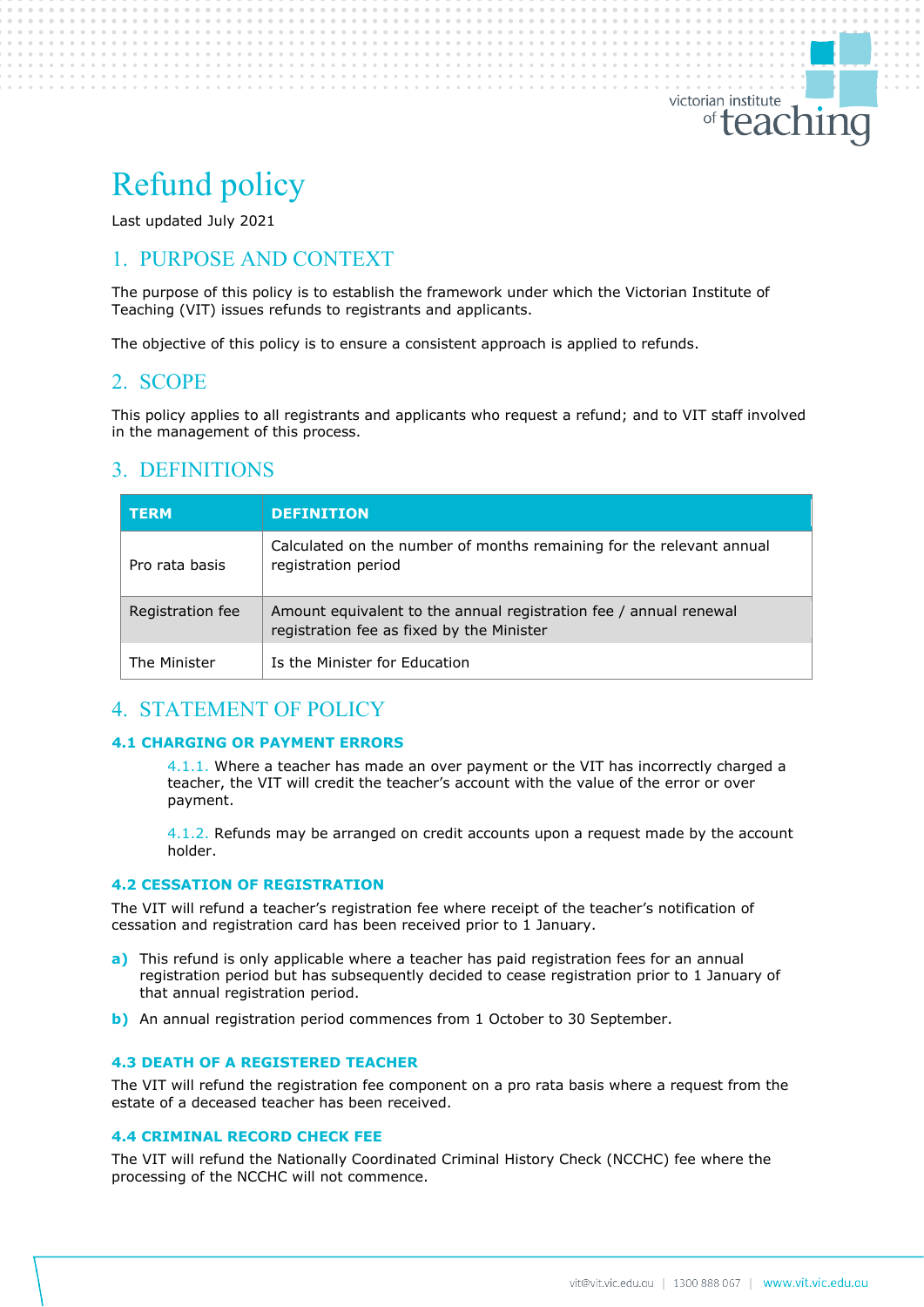# Refund policy

Last updated July 2021

## 1. PURPOSE AND CONTEXT

The purpose of this policy is to establish the framework under which the Victorian Institute of Teaching (VIT) issues refunds to registrants and applicants.

The objective of this policy is to ensure a consistent approach is applied to refunds.

## 2. SCOPE

This policy applies to all registrants and applicants who request a refund; and to VIT staff involved in the management of this process.

## 3. DEFINITIONS

| TERM | DEFINITION |
|---|---|
| Pro rata basis | Calculated on the number of months remaining for the relevant annual registration period |
| Registration fee | Amount equivalent to the annual registration fee / annual renewal registration fee as fixed by the Minister |
| The Minister | Is the Minister for Education |

## 4. STATEMENT OF POLICY

### 4.1 CHARGING OR PAYMENT ERRORS

4.1.1. Where a teacher has made an over payment or the VIT has incorrectly charged a teacher, the VIT will credit the teacher's account with the value of the error or over payment.

4.1.2. Refunds may be arranged on credit accounts upon a request made by the account holder.

### 4.2 CESSATION OF REGISTRATION

The VIT will refund a teacher's registration fee where receipt of the teacher's notification of cessation and registration card has been received prior to 1 January.

**a)** This refund is only applicable where a teacher has paid registration fees for an annual registration period but has subsequently decided to cease registration prior to 1 January of that annual registration period.

**b)** An annual registration period commences from 1 October to 30 September.

### 4.3 DEATH OF A REGISTERED TEACHER

The VIT will refund the registration fee component on a pro rata basis where a request from the estate of a deceased teacher has been received.

### 4.4 CRIMINAL RECORD CHECK FEE

The VIT will refund the Nationally Coordinated Criminal History Check (NCCHC) fee where the processing of the NCCHC will not commence.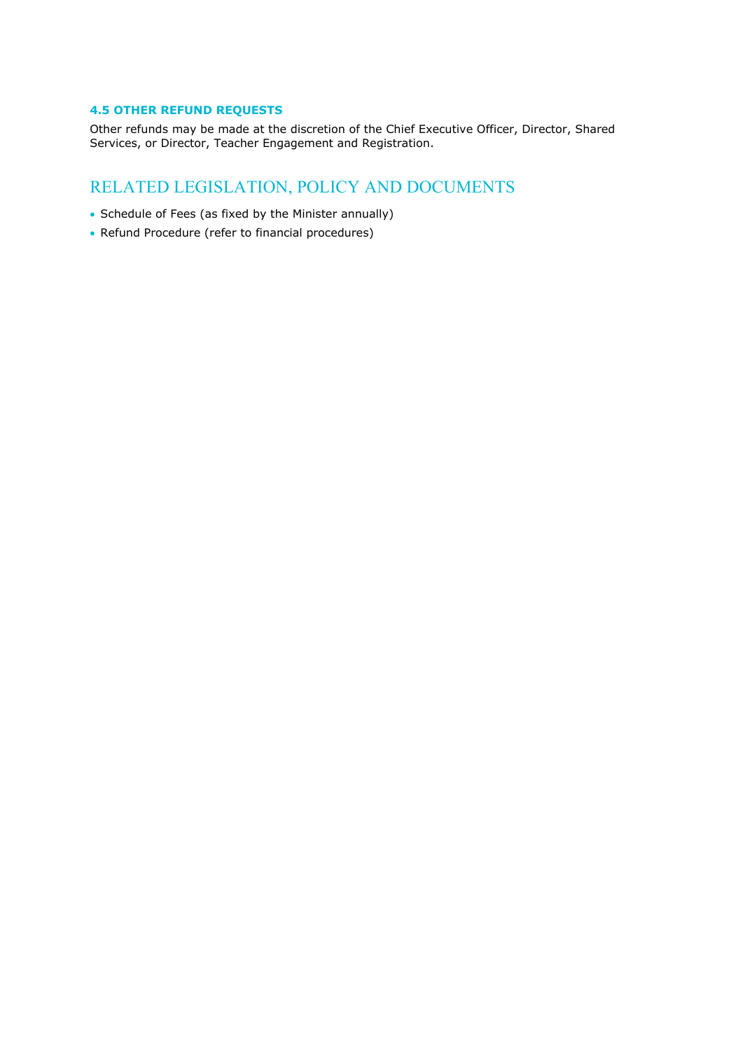### 4.5 OTHER REFUND REQUESTS

Other refunds may be made at the discretion of the Chief Executive Officer, Director, Shared Services, or Director, Teacher Engagement and Registration.

## RELATED LEGISLATION, POLICY AND DOCUMENTS

- Schedule of Fees (as fixed by the Minister annually)
- Refund Procedure (refer to financial procedures)